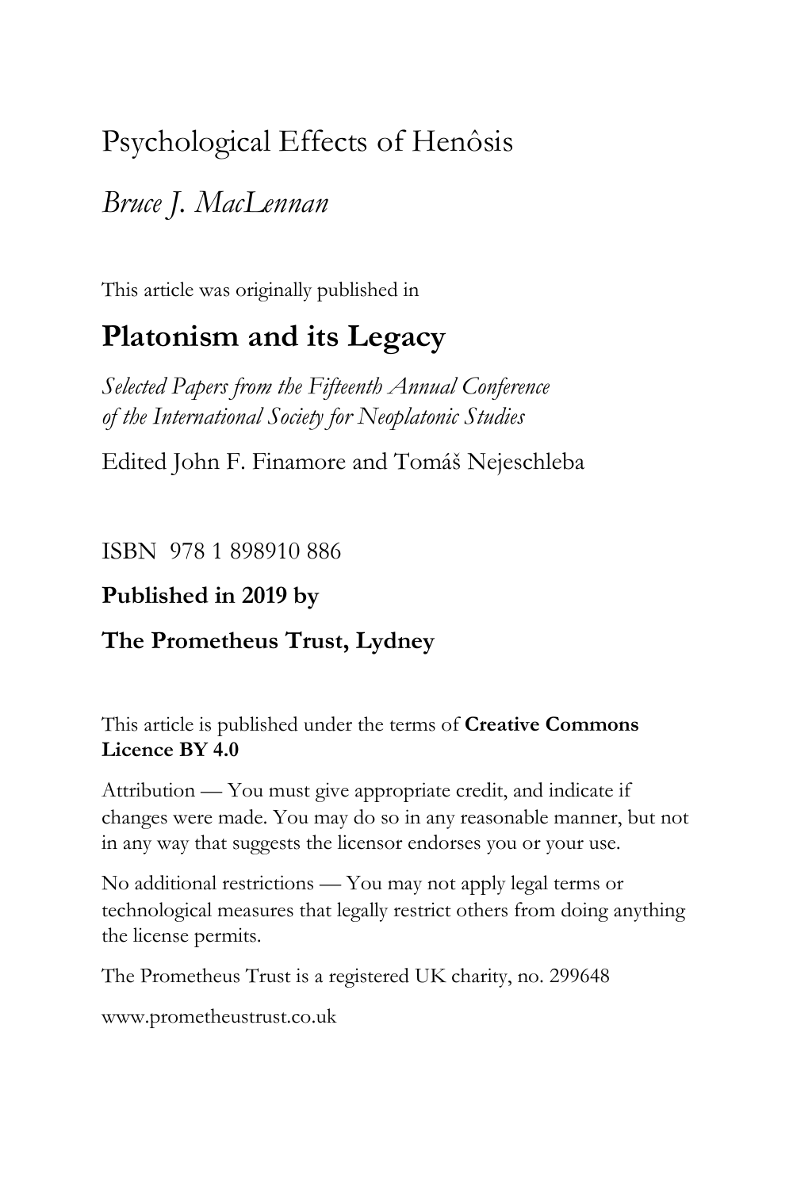# Psychological Effects of Henôsis

*Bruce J. MacLennan*

This article was originally published in

## Platonism and its Legacy

*Selected Papers from the Fifteenth Annual Conference of the International Society for Neoplatonic Studies*

Edited John F. Finamore and Tomáš Nejeschleba

ISBN 978 1 898910 886

**Published in 2019 by**

**The Prometheus Trust, Lydney**

This article is published under the terms of **Creative Commons Licence BY 4.0**

Attribution — You must give appropriate credit, and indicate if changes were made. You may do so in any reasonable manner, but not in any way that suggests the licensor endorses you or your use.

No additional restrictions — You may not apply legal terms or technological measures that legally restrict others from doing anything the license permits.

The Prometheus Trust is a registered UK charity, no. 299648

www.prometheustrust.co.uk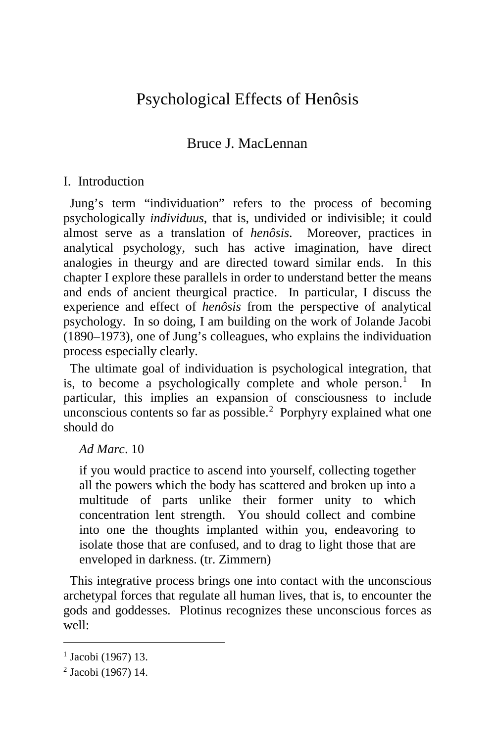# Psychological Effects of Henôsis

Bruce J. MacLennan

## I. Introduction

Jung's term "individuation" refers to the process of becoming psychologically *individuus*, that is, undivided or indivisible; it could almost serve as a translation of *henôsis*. Moreover, practices in analytical psychology, such has active imagination, have direct analogies in theurgy and are directed toward similar ends. In this chapter I explore these parallels in order to understand better the means and ends of ancient theurgical practice. In particular, I discuss the experience and effect of *henôsis* from the perspective of analytical psychology. In so doing, I am building on the work of Jolande Jacobi (1890–1973), one of Jung's colleagues, who explains the individuation process especially clearly.

The ultimate goal of individuation is psychological integration, that is, to become a psychologically complete and whole person.[1] In particular, this implies an expansion of consciousness to include unconscious contents so far as possible.[2] Porphyry explained what one should do

> *Ad Marc*. 10
>
> if you would practice to ascend into yourself, collecting together all the powers which the body has scattered and broken up into a multitude of parts unlike their former unity to which concentration lent strength. You should collect and combine into one the thoughts implanted within you, endeavoring to isolate those that are confused, and to drag to light those that are enveloped in darkness. (tr. Zimmern)

This integrative process brings one into contact with the unconscious archetypal forces that regulate all human lives, that is, to encounter the gods and goddesses. Plotinus recognizes these unconscious forces as well:

---

[1] Jacobi (1967) 13.

[2] Jacobi (1967) 14.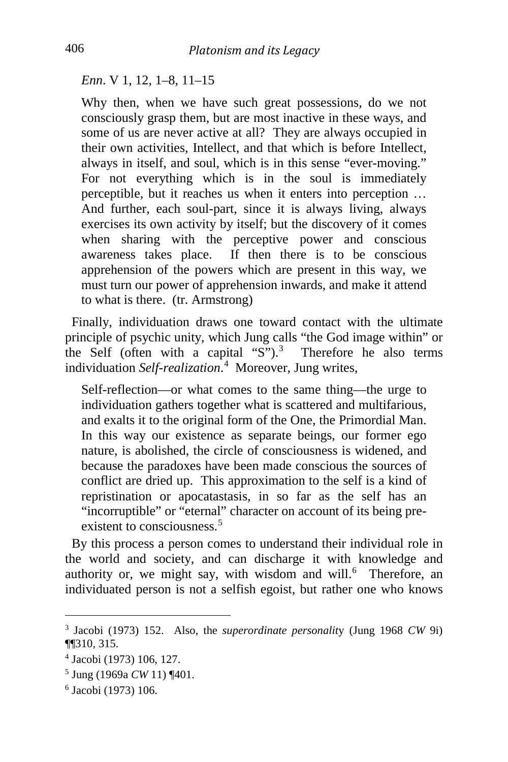*Enn*. V 1, 12, 1–8, 11–15

> Why then, when we have such great possessions, do we not consciously grasp them, but are most inactive in these ways, and some of us are never active at all? They are always occupied in their own activities, Intellect, and that which is before Intellect, always in itself, and soul, which is in this sense "ever-moving." For not everything which is in the soul is immediately perceptible, but it reaches us when it enters into perception … And further, each soul-part, since it is always living, always exercises its own activity by itself; but the discovery of it comes when sharing with the perceptive power and conscious awareness takes place. If then there is to be conscious apprehension of the powers which are present in this way, we must turn our power of apprehension inwards, and make it attend to what is there. (tr. Armstrong)

Finally, individuation draws one toward contact with the ultimate principle of psychic unity, which Jung calls "the God image within" or the Self (often with a capital "S").[3] Therefore he also terms individuation *Self-realization*.[4] Moreover, Jung writes,

> Self-reflection—or what comes to the same thing—the urge to individuation gathers together what is scattered and multifarious, and exalts it to the original form of the One, the Primordial Man. In this way our existence as separate beings, our former ego nature, is abolished, the circle of consciousness is widened, and because the paradoxes have been made conscious the sources of conflict are dried up. This approximation to the self is a kind of repristination or apocatastasis, in so far as the self has an "incorruptible" or "eternal" character on account of its being pre-existent to consciousness.[5]

By this process a person comes to understand their individual role in the world and society, and can discharge it with knowledge and authority or, we might say, with wisdom and will.[6] Therefore, an individuated person is not a selfish egoist, but rather one who knows

---

[3] Jacobi (1973) 152. Also, the *superordinate personality* (Jung 1968 *CW* 9i) ¶¶310, 315.

[4] Jacobi (1973) 106, 127.

[5] Jung (1969a *CW* 11) ¶401.

[6] Jacobi (1973) 106.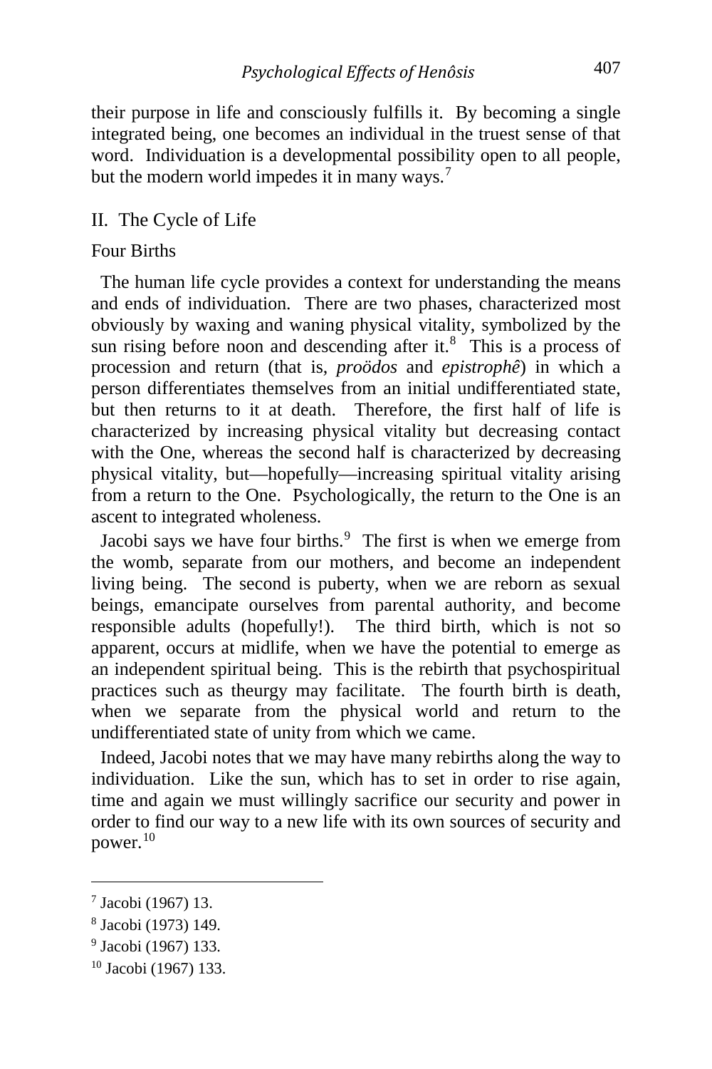their purpose in life and consciously fulfills it. By becoming a single integrated being, one becomes an individual in the truest sense of that word. Individuation is a developmental possibility open to all people, but the modern world impedes it in many ways.[7]

## II. The Cycle of Life

### Four Births

The human life cycle provides a context for understanding the means and ends of individuation. There are two phases, characterized most obviously by waxing and waning physical vitality, symbolized by the sun rising before noon and descending after it.[8] This is a process of procession and return (that is, *proödos* and *epistrophê*) in which a person differentiates themselves from an initial undifferentiated state, but then returns to it at death. Therefore, the first half of life is characterized by increasing physical vitality but decreasing contact with the One, whereas the second half is characterized by decreasing physical vitality, but—hopefully—increasing spiritual vitality arising from a return to the One. Psychologically, the return to the One is an ascent to integrated wholeness.

Jacobi says we have four births.[9] The first is when we emerge from the womb, separate from our mothers, and become an independent living being. The second is puberty, when we are reborn as sexual beings, emancipate ourselves from parental authority, and become responsible adults (hopefully!). The third birth, which is not so apparent, occurs at midlife, when we have the potential to emerge as an independent spiritual being. This is the rebirth that psychospiritual practices such as theurgy may facilitate. The fourth birth is death, when we separate from the physical world and return to the undifferentiated state of unity from which we came.

Indeed, Jacobi notes that we may have many rebirths along the way to individuation. Like the sun, which has to set in order to rise again, time and again we must willingly sacrifice our security and power in order to find our way to a new life with its own sources of security and power.[10]

---

[7] Jacobi (1967) 13.

[8] Jacobi (1973) 149.

[9] Jacobi (1967) 133.

[10] Jacobi (1967) 133.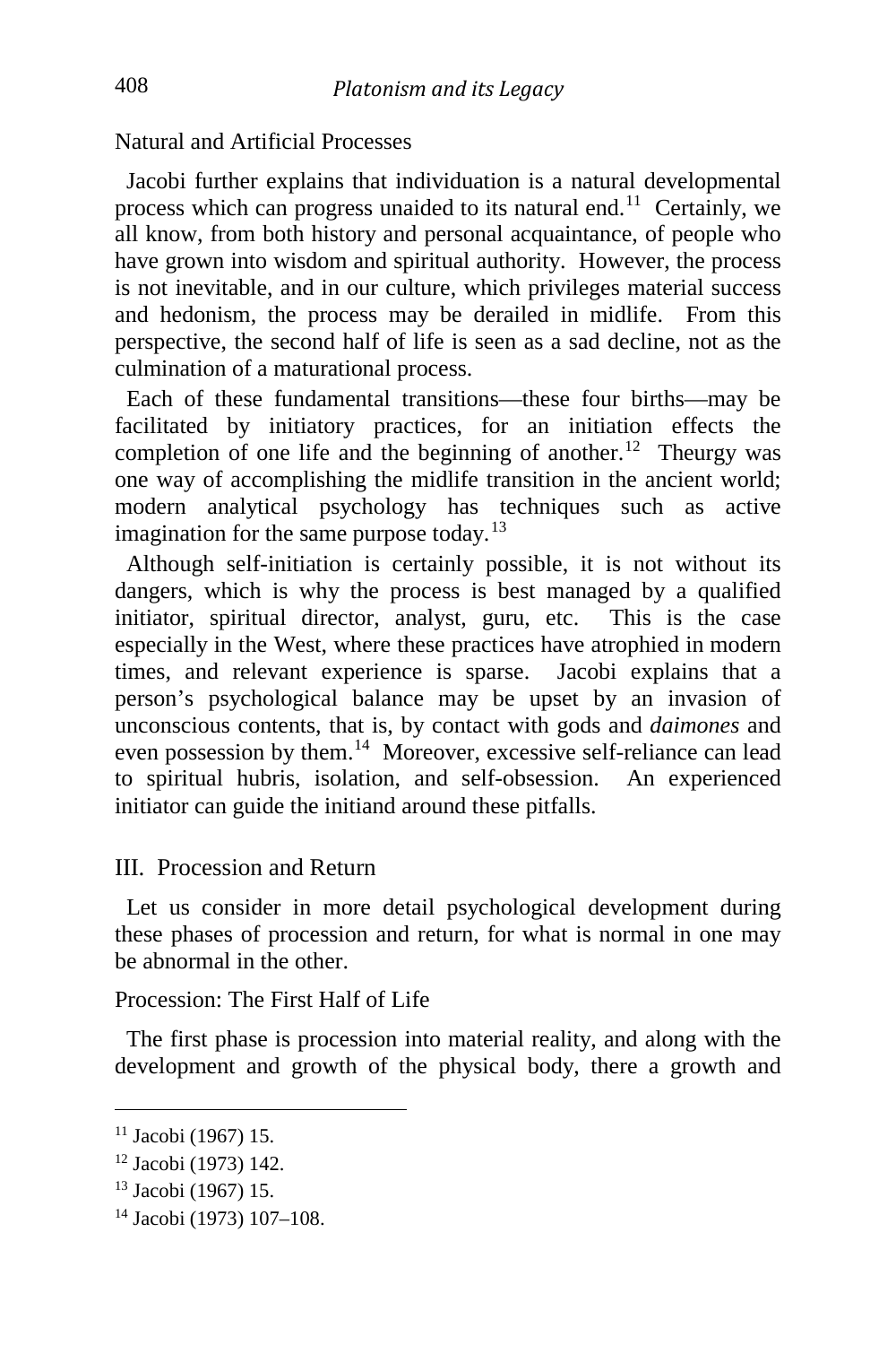Natural and Artificial Processes

Jacobi further explains that individuation is a natural developmental process which can progress unaided to its natural end.[11] Certainly, we all know, from both history and personal acquaintance, of people who have grown into wisdom and spiritual authority. However, the process is not inevitable, and in our culture, which privileges material success and hedonism, the process may be derailed in midlife. From this perspective, the second half of life is seen as a sad decline, not as the culmination of a maturational process.

Each of these fundamental transitions—these four births—may be facilitated by initiatory practices, for an initiation effects the completion of one life and the beginning of another.[12] Theurgy was one way of accomplishing the midlife transition in the ancient world; modern analytical psychology has techniques such as active imagination for the same purpose today.[13]

Although self-initiation is certainly possible, it is not without its dangers, which is why the process is best managed by a qualified initiator, spiritual director, analyst, guru, etc. This is the case especially in the West, where these practices have atrophied in modern times, and relevant experience is sparse. Jacobi explains that a person's psychological balance may be upset by an invasion of unconscious contents, that is, by contact with gods and *daimones* and even possession by them.[14] Moreover, excessive self-reliance can lead to spiritual hubris, isolation, and self-obsession. An experienced initiator can guide the initiand around these pitfalls.

## III. Procession and Return

Let us consider in more detail psychological development during these phases of procession and return, for what is normal in one may be abnormal in the other.

Procession: The First Half of Life

The first phase is procession into material reality, and along with the development and growth of the physical body, there a growth and

---

[11] Jacobi (1967) 15.

[12] Jacobi (1973) 142.

[13] Jacobi (1967) 15.

[14] Jacobi (1973) 107–108.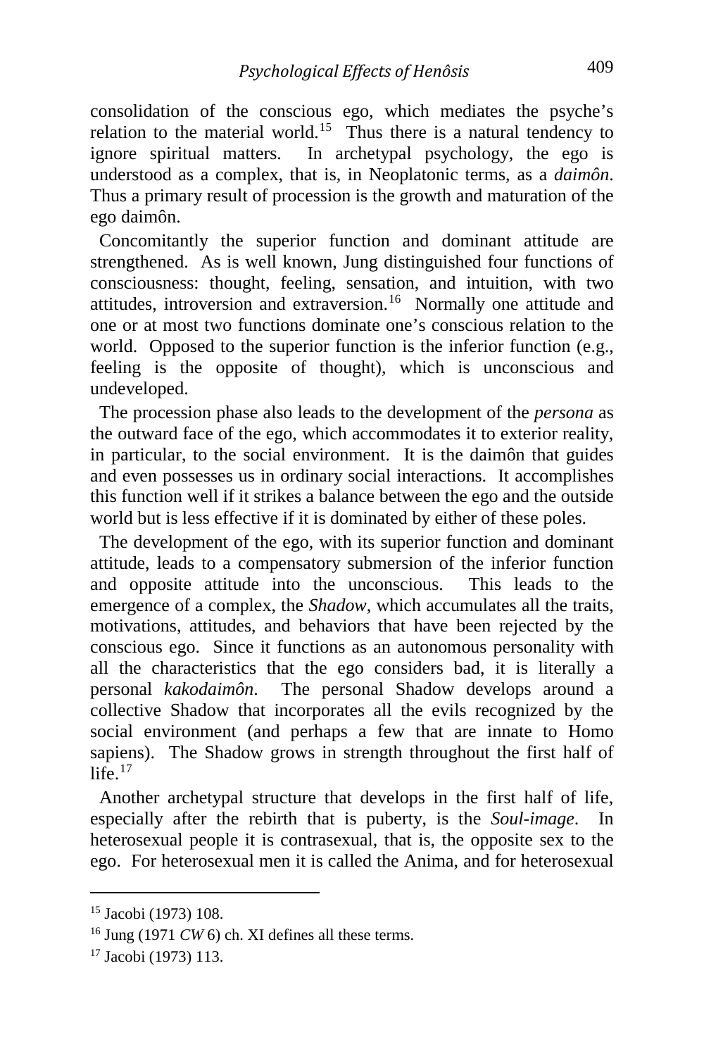consolidation of the conscious ego, which mediates the psyche's relation to the material world.[15] Thus there is a natural tendency to ignore spiritual matters. In archetypal psychology, the ego is understood as a complex, that is, in Neoplatonic terms, as a *daimôn*. Thus a primary result of procession is the growth and maturation of the ego daimôn.

Concomitantly the superior function and dominant attitude are strengthened. As is well known, Jung distinguished four functions of consciousness: thought, feeling, sensation, and intuition, with two attitudes, introversion and extraversion.[16] Normally one attitude and one or at most two functions dominate one's conscious relation to the world. Opposed to the superior function is the inferior function (e.g., feeling is the opposite of thought), which is unconscious and undeveloped.

The procession phase also leads to the development of the *persona* as the outward face of the ego, which accommodates it to exterior reality, in particular, to the social environment. It is the daimôn that guides and even possesses us in ordinary social interactions. It accomplishes this function well if it strikes a balance between the ego and the outside world but is less effective if it is dominated by either of these poles.

The development of the ego, with its superior function and dominant attitude, leads to a compensatory submersion of the inferior function and opposite attitude into the unconscious. This leads to the emergence of a complex, the *Shadow*, which accumulates all the traits, motivations, attitudes, and behaviors that have been rejected by the conscious ego. Since it functions as an autonomous personality with all the characteristics that the ego considers bad, it is literally a personal *kakodaimôn*. The personal Shadow develops around a collective Shadow that incorporates all the evils recognized by the social environment (and perhaps a few that are innate to Homo sapiens). The Shadow grows in strength throughout the first half of life.[17]

Another archetypal structure that develops in the first half of life, especially after the rebirth that is puberty, is the *Soul-image*. In heterosexual people it is contrasexual, that is, the opposite sex to the ego. For heterosexual men it is called the Anima, and for heterosexual

---

[15] Jacobi (1973) 108.

[16] Jung (1971 *CW* 6) ch. XI defines all these terms.

[17] Jacobi (1973) 113.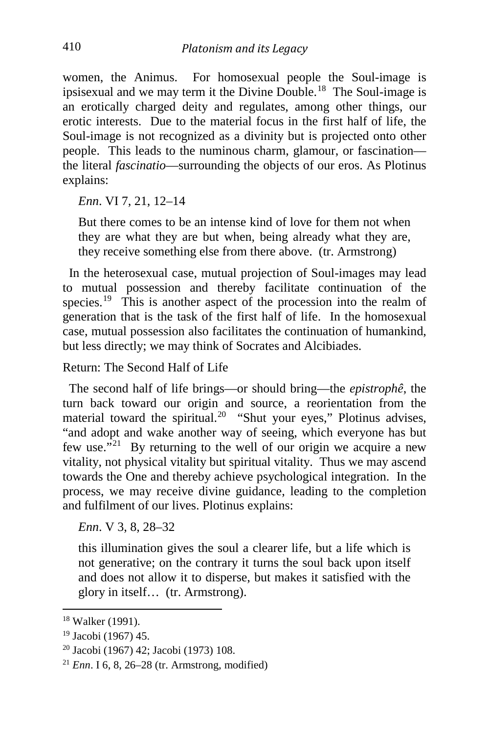women, the Animus. For homosexual people the Soul-image is ipsisexual and we may term it the Divine Double.[18] The Soul-image is an erotically charged deity and regulates, among other things, our erotic interests. Due to the material focus in the first half of life, the Soul-image is not recognized as a divinity but is projected onto other people. This leads to the numinous charm, glamour, or fascination—the literal *fascinatio*—surrounding the objects of our eros. As Plotinus explains:

> *Enn*. VI 7, 21, 12–14
>
> But there comes to be an intense kind of love for them not when they are what they are but when, being already what they are, they receive something else from there above. (tr. Armstrong)

In the heterosexual case, mutual projection of Soul-images may lead to mutual possession and thereby facilitate continuation of the species.[19] This is another aspect of the procession into the realm of generation that is the task of the first half of life. In the homosexual case, mutual possession also facilitates the continuation of humankind, but less directly; we may think of Socrates and Alcibiades.

## Return: The Second Half of Life

The second half of life brings—or should bring—the *epistrophê*, the turn back toward our origin and source, a reorientation from the material toward the spiritual.[20] "Shut your eyes," Plotinus advises, "and adopt and wake another way of seeing, which everyone has but few use."[21] By returning to the well of our origin we acquire a new vitality, not physical vitality but spiritual vitality. Thus we may ascend towards the One and thereby achieve psychological integration. In the process, we may receive divine guidance, leading to the completion and fulfilment of our lives. Plotinus explains:

> *Enn*. V 3, 8, 28–32
>
> this illumination gives the soul a clearer life, but a life which is not generative; on the contrary it turns the soul back upon itself and does not allow it to disperse, but makes it satisfied with the glory in itself… (tr. Armstrong).

---

[18] Walker (1991).

[19] Jacobi (1967) 45.

[20] Jacobi (1967) 42; Jacobi (1973) 108.

[21] *Enn*. I 6, 8, 26–28 (tr. Armstrong, modified)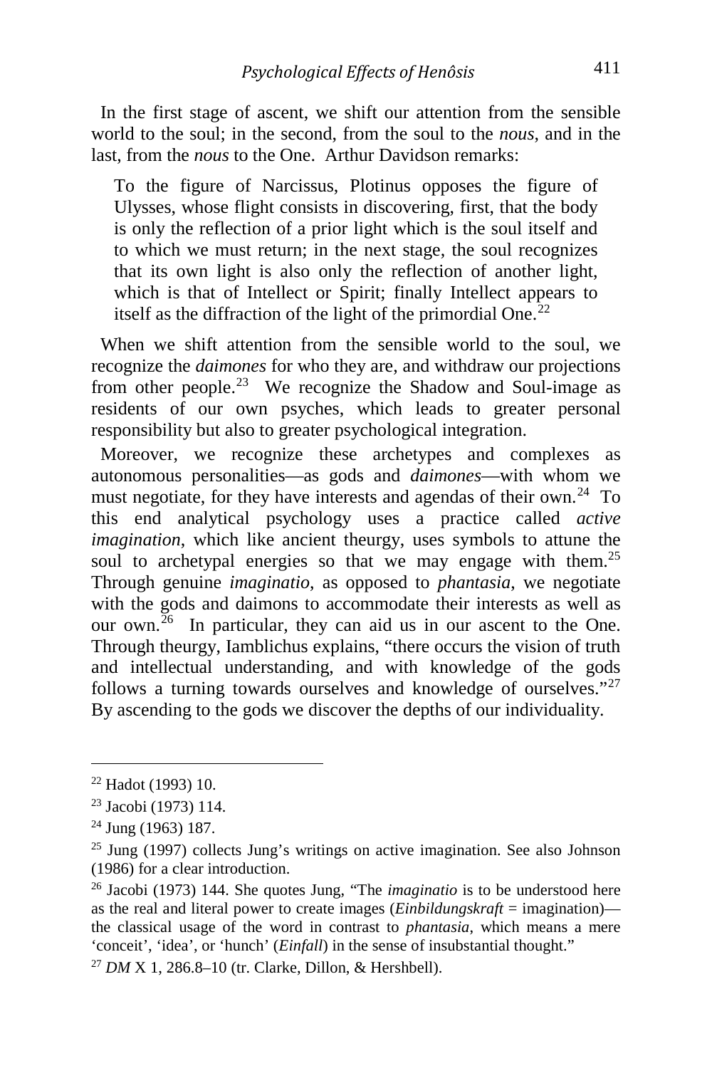In the first stage of ascent, we shift our attention from the sensible world to the soul; in the second, from the soul to the *nous*, and in the last, from the *nous* to the One. Arthur Davidson remarks:

> To the figure of Narcissus, Plotinus opposes the figure of Ulysses, whose flight consists in discovering, first, that the body is only the reflection of a prior light which is the soul itself and to which we must return; in the next stage, the soul recognizes that its own light is also only the reflection of another light, which is that of Intellect or Spirit; finally Intellect appears to itself as the diffraction of the light of the primordial One.[22]

When we shift attention from the sensible world to the soul, we recognize the *daimones* for who they are, and withdraw our projections from other people.[23] We recognize the Shadow and Soul-image as residents of our own psyches, which leads to greater personal responsibility but also to greater psychological integration.

Moreover, we recognize these archetypes and complexes as autonomous personalities—as gods and *daimones*—with whom we must negotiate, for they have interests and agendas of their own.[24] To this end analytical psychology uses a practice called *active imagination*, which like ancient theurgy, uses symbols to attune the soul to archetypal energies so that we may engage with them.[25] Through genuine *imaginatio*, as opposed to *phantasia*, we negotiate with the gods and daimons to accommodate their interests as well as our own.[26] In particular, they can aid us in our ascent to the One. Through theurgy, Iamblichus explains, "there occurs the vision of truth and intellectual understanding, and with knowledge of the gods follows a turning towards ourselves and knowledge of ourselves."[27] By ascending to the gods we discover the depths of our individuality.

---

[22] Hadot (1993) 10.

[23] Jacobi (1973) 114.

[24] Jung (1963) 187.

[25] Jung (1997) collects Jung's writings on active imagination. See also Johnson (1986) for a clear introduction.

[26] Jacobi (1973) 144. She quotes Jung, "The *imaginatio* is to be understood here as the real and literal power to create images (*Einbildungskraft* = imagination)—the classical usage of the word in contrast to *phantasia*, which means a mere 'conceit', 'idea', or 'hunch' (*Einfall*) in the sense of insubstantial thought."

[27] *DM* X 1, 286.8–10 (tr. Clarke, Dillon, & Hershbell).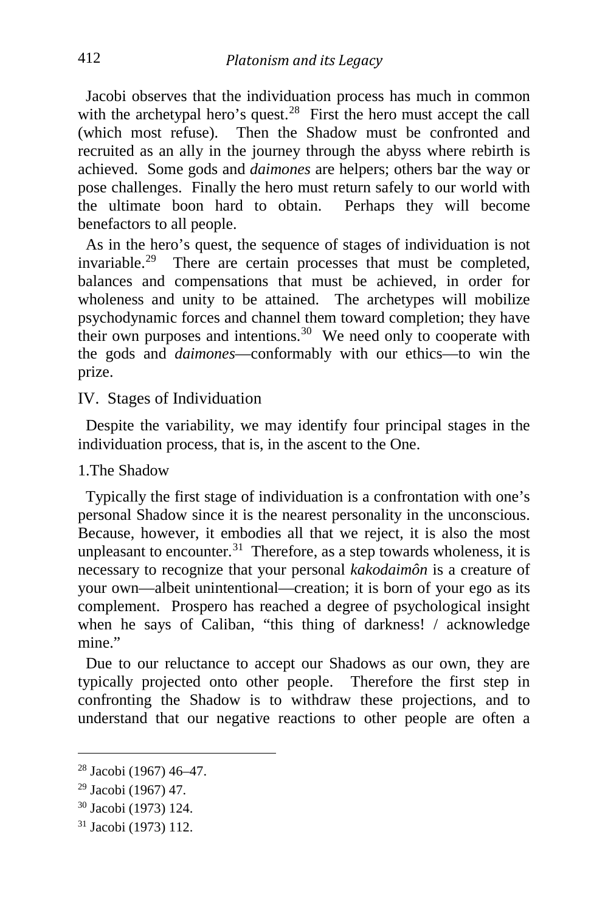Jacobi observes that the individuation process has much in common with the archetypal hero's quest.[28] First the hero must accept the call (which most refuse). Then the Shadow must be confronted and recruited as an ally in the journey through the abyss where rebirth is achieved. Some gods and *daimones* are helpers; others bar the way or pose challenges. Finally the hero must return safely to our world with the ultimate boon hard to obtain. Perhaps they will become benefactors to all people.

As in the hero's quest, the sequence of stages of individuation is not invariable.[29] There are certain processes that must be completed, balances and compensations that must be achieved, in order for wholeness and unity to be attained. The archetypes will mobilize psychodynamic forces and channel them toward completion; they have their own purposes and intentions.[30] We need only to cooperate with the gods and *daimones*—conformably with our ethics—to win the prize.

## IV. Stages of Individuation

Despite the variability, we may identify four principal stages in the individuation process, that is, in the ascent to the One.

### 1.The Shadow

Typically the first stage of individuation is a confrontation with one's personal Shadow since it is the nearest personality in the unconscious. Because, however, it embodies all that we reject, it is also the most unpleasant to encounter.[31] Therefore, as a step towards wholeness, it is necessary to recognize that your personal *kakodaimôn* is a creature of your own—albeit unintentional—creation; it is born of your ego as its complement. Prospero has reached a degree of psychological insight when he says of Caliban, "this thing of darkness! / acknowledge mine."

Due to our reluctance to accept our Shadows as our own, they are typically projected onto other people. Therefore the first step in confronting the Shadow is to withdraw these projections, and to understand that our negative reactions to other people are often a

---

[28] Jacobi (1967) 46–47.

[29] Jacobi (1967) 47.

[30] Jacobi (1973) 124.

[31] Jacobi (1973) 112.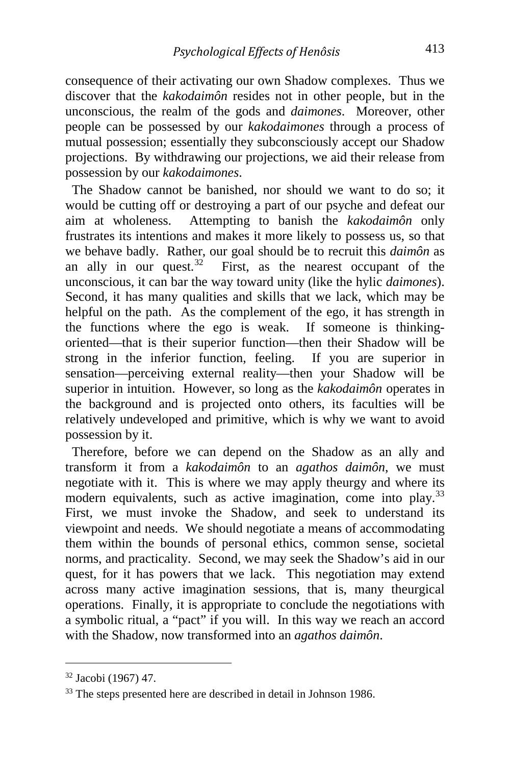consequence of their activating our own Shadow complexes. Thus we discover that the *kakodaimôn* resides not in other people, but in the unconscious, the realm of the gods and *daimones*. Moreover, other people can be possessed by our *kakodaimones* through a process of mutual possession; essentially they subconsciously accept our Shadow projections. By withdrawing our projections, we aid their release from possession by our *kakodaimones*.

The Shadow cannot be banished, nor should we want to do so; it would be cutting off or destroying a part of our psyche and defeat our aim at wholeness. Attempting to banish the *kakodaimôn* only frustrates its intentions and makes it more likely to possess us, so that we behave badly. Rather, our goal should be to recruit this *daimôn* as an ally in our quest.[32] First, as the nearest occupant of the unconscious, it can bar the way toward unity (like the hylic *daimones*). Second, it has many qualities and skills that we lack, which may be helpful on the path. As the complement of the ego, it has strength in the functions where the ego is weak. If someone is thinking-oriented—that is their superior function—then their Shadow will be strong in the inferior function, feeling. If you are superior in sensation—perceiving external reality—then your Shadow will be superior in intuition. However, so long as the *kakodaimôn* operates in the background and is projected onto others, its faculties will be relatively undeveloped and primitive, which is why we want to avoid possession by it.

Therefore, before we can depend on the Shadow as an ally and transform it from a *kakodaimôn* to an *agathos daimôn*, we must negotiate with it. This is where we may apply theurgy and where its modern equivalents, such as active imagination, come into play.[33] First, we must invoke the Shadow, and seek to understand its viewpoint and needs. We should negotiate a means of accommodating them within the bounds of personal ethics, common sense, societal norms, and practicality. Second, we may seek the Shadow's aid in our quest, for it has powers that we lack. This negotiation may extend across many active imagination sessions, that is, many theurgical operations. Finally, it is appropriate to conclude the negotiations with a symbolic ritual, a "pact" if you will. In this way we reach an accord with the Shadow, now transformed into an *agathos daimôn*.

---

[32] Jacobi (1967) 47.

[33] The steps presented here are described in detail in Johnson 1986.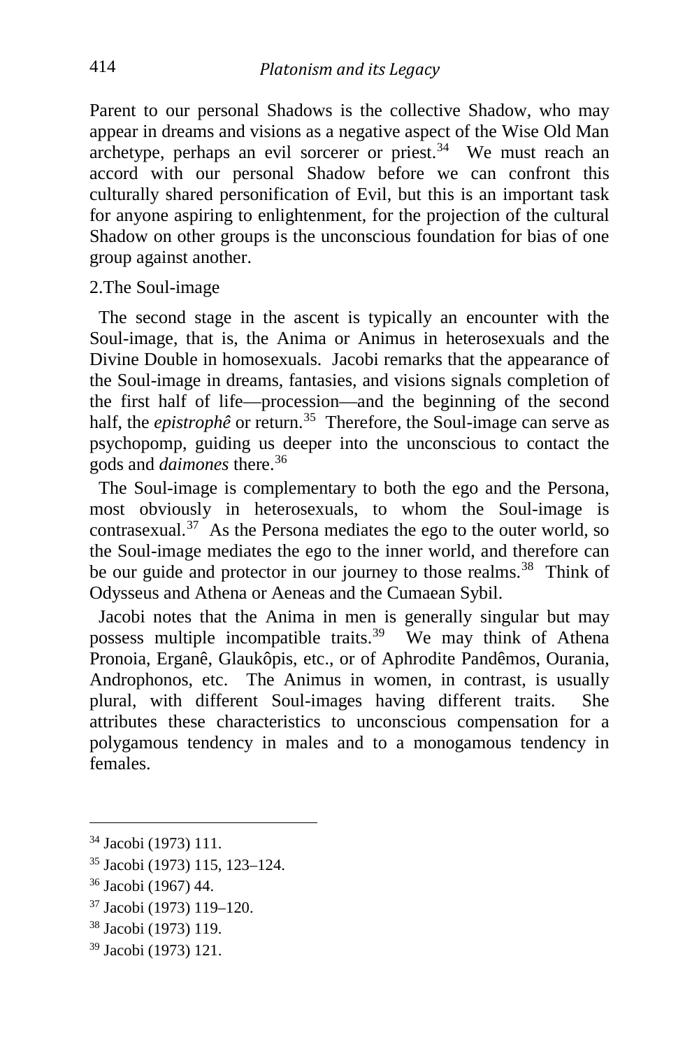Parent to our personal Shadows is the collective Shadow, who may appear in dreams and visions as a negative aspect of the Wise Old Man archetype, perhaps an evil sorcerer or priest.[34] We must reach an accord with our personal Shadow before we can confront this culturally shared personification of Evil, but this is an important task for anyone aspiring to enlightenment, for the projection of the cultural Shadow on other groups is the unconscious foundation for bias of one group against another.

2.The Soul-image

The second stage in the ascent is typically an encounter with the Soul-image, that is, the Anima or Animus in heterosexuals and the Divine Double in homosexuals. Jacobi remarks that the appearance of the Soul-image in dreams, fantasies, and visions signals completion of the first half of life—procession—and the beginning of the second half, the *epistrophê* or return.[35] Therefore, the Soul-image can serve as psychopomp, guiding us deeper into the unconscious to contact the gods and *daimones* there.[36]

The Soul-image is complementary to both the ego and the Persona, most obviously in heterosexuals, to whom the Soul-image is contrasexual.[37] As the Persona mediates the ego to the outer world, so the Soul-image mediates the ego to the inner world, and therefore can be our guide and protector in our journey to those realms.[38] Think of Odysseus and Athena or Aeneas and the Cumaean Sybil.

Jacobi notes that the Anima in men is generally singular but may possess multiple incompatible traits.[39] We may think of Athena Pronoia, Erganê, Glaukôpis, etc., or of Aphrodite Pandêmos, Ourania, Androphonos, etc. The Animus in women, in contrast, is usually plural, with different Soul-images having different traits. She attributes these characteristics to unconscious compensation for a polygamous tendency in males and to a monogamous tendency in females.

---

[34] Jacobi (1973) 111.

[35] Jacobi (1973) 115, 123–124.

[36] Jacobi (1967) 44.

[37] Jacobi (1973) 119–120.

[38] Jacobi (1973) 119.

[39] Jacobi (1973) 121.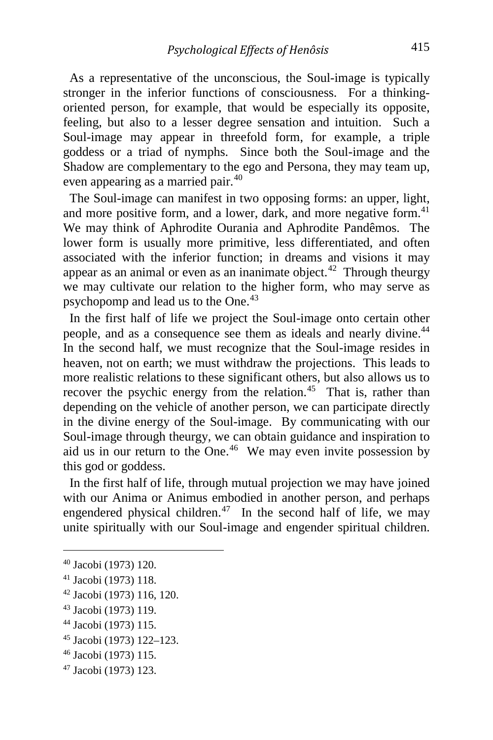As a representative of the unconscious, the Soul-image is typically stronger in the inferior functions of consciousness. For a thinking-oriented person, for example, that would be especially its opposite, feeling, but also to a lesser degree sensation and intuition. Such a Soul-image may appear in threefold form, for example, a triple goddess or a triad of nymphs. Since both the Soul-image and the Shadow are complementary to the ego and Persona, they may team up, even appearing as a married pair.[40]

The Soul-image can manifest in two opposing forms: an upper, light, and more positive form, and a lower, dark, and more negative form.[41] We may think of Aphrodite Ourania and Aphrodite Pandêmos. The lower form is usually more primitive, less differentiated, and often associated with the inferior function; in dreams and visions it may appear as an animal or even as an inanimate object.[42] Through theurgy we may cultivate our relation to the higher form, who may serve as psychopomp and lead us to the One.[43]

In the first half of life we project the Soul-image onto certain other people, and as a consequence see them as ideals and nearly divine.[44] In the second half, we must recognize that the Soul-image resides in heaven, not on earth; we must withdraw the projections. This leads to more realistic relations to these significant others, but also allows us to recover the psychic energy from the relation.[45] That is, rather than depending on the vehicle of another person, we can participate directly in the divine energy of the Soul-image. By communicating with our Soul-image through theurgy, we can obtain guidance and inspiration to aid us in our return to the One.[46] We may even invite possession by this god or goddess.

In the first half of life, through mutual projection we may have joined with our Anima or Animus embodied in another person, and perhaps engendered physical children.[47] In the second half of life, we may unite spiritually with our Soul-image and engender spiritual children.

---

[40] Jacobi (1973) 120.

[41] Jacobi (1973) 118.

[42] Jacobi (1973) 116, 120.

[43] Jacobi (1973) 119.

[44] Jacobi (1973) 115.

[45] Jacobi (1973) 122–123.

[46] Jacobi (1973) 115.

[47] Jacobi (1973) 123.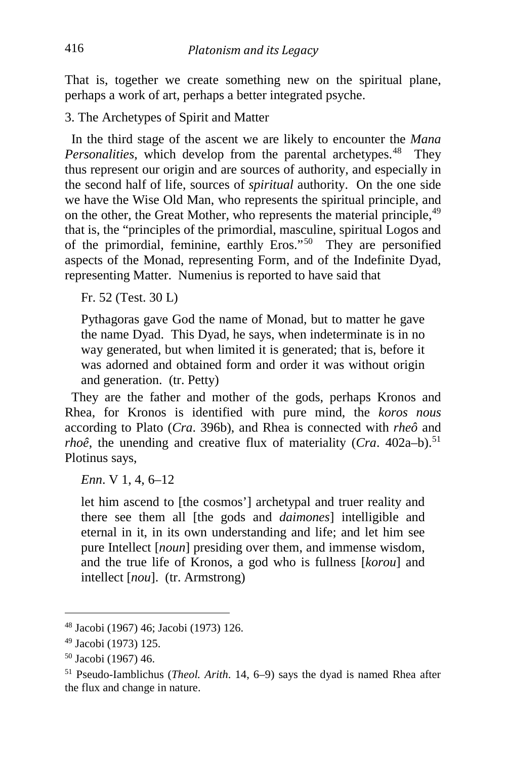That is, together we create something new on the spiritual plane, perhaps a work of art, perhaps a better integrated psyche.

3. The Archetypes of Spirit and Matter

In the third stage of the ascent we are likely to encounter the *Mana Personalities*, which develop from the parental archetypes.[48] They thus represent our origin and are sources of authority, and especially in the second half of life, sources of *spiritual* authority. On the one side we have the Wise Old Man, who represents the spiritual principle, and on the other, the Great Mother, who represents the material principle,[49] that is, the "principles of the primordial, masculine, spiritual Logos and of the primordial, feminine, earthly Eros."[50] They are personified aspects of the Monad, representing Form, and of the Indefinite Dyad, representing Matter. Numenius is reported to have said that

> Fr. 52 (Test. 30 L)
>
> Pythagoras gave God the name of Monad, but to matter he gave the name Dyad. This Dyad, he says, when indeterminate is in no way generated, but when limited it is generated; that is, before it was adorned and obtained form and order it was without origin and generation. (tr. Petty)

They are the father and mother of the gods, perhaps Kronos and Rhea, for Kronos is identified with pure mind, the *koros nous* according to Plato (*Cra*. 396b), and Rhea is connected with *rheô* and *rhoê*, the unending and creative flux of materiality (*Cra*. 402a–b).[51] Plotinus says,

> *Enn*. V 1, 4, 6–12
>
> let him ascend to [the cosmos'] archetypal and truer reality and there see them all [the gods and *daimones*] intelligible and eternal in it, in its own understanding and life; and let him see pure Intellect [*noun*] presiding over them, and immense wisdom, and the true life of Kronos, a god who is fullness [*korou*] and intellect [*nou*]. (tr. Armstrong)

---

[48] Jacobi (1967) 46; Jacobi (1973) 126.

[49] Jacobi (1973) 125.

[50] Jacobi (1967) 46.

[51] Pseudo-Iamblichus (*Theol. Arith*. 14, 6–9) says the dyad is named Rhea after the flux and change in nature.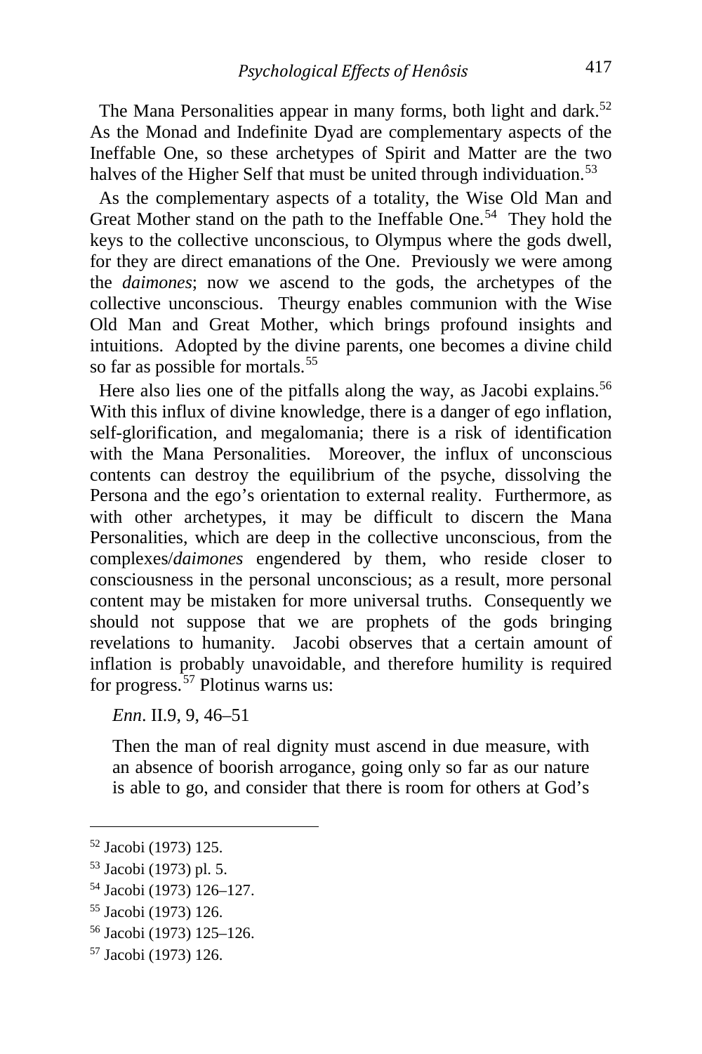The Mana Personalities appear in many forms, both light and dark.[52] As the Monad and Indefinite Dyad are complementary aspects of the Ineffable One, so these archetypes of Spirit and Matter are the two halves of the Higher Self that must be united through individuation.[53]

As the complementary aspects of a totality, the Wise Old Man and Great Mother stand on the path to the Ineffable One.[54] They hold the keys to the collective unconscious, to Olympus where the gods dwell, for they are direct emanations of the One. Previously we were among the *daimones*; now we ascend to the gods, the archetypes of the collective unconscious. Theurgy enables communion with the Wise Old Man and Great Mother, which brings profound insights and intuitions. Adopted by the divine parents, one becomes a divine child so far as possible for mortals.[55]

Here also lies one of the pitfalls along the way, as Jacobi explains.[56] With this influx of divine knowledge, there is a danger of ego inflation, self-glorification, and megalomania; there is a risk of identification with the Mana Personalities. Moreover, the influx of unconscious contents can destroy the equilibrium of the psyche, dissolving the Persona and the ego's orientation to external reality. Furthermore, as with other archetypes, it may be difficult to discern the Mana Personalities, which are deep in the collective unconscious, from the complexes/*daimones* engendered by them, who reside closer to consciousness in the personal unconscious; as a result, more personal content may be mistaken for more universal truths. Consequently we should not suppose that we are prophets of the gods bringing revelations to humanity. Jacobi observes that a certain amount of inflation is probably unavoidable, and therefore humility is required for progress.[57] Plotinus warns us:

*Enn*. II.9, 9, 46–51

> Then the man of real dignity must ascend in due measure, with an absence of boorish arrogance, going only so far as our nature is able to go, and consider that there is room for others at God's

---

[52] Jacobi (1973) 125.

[53] Jacobi (1973) pl. 5.

[54] Jacobi (1973) 126–127.

[55] Jacobi (1973) 126.

[56] Jacobi (1973) 125–126.

[57] Jacobi (1973) 126.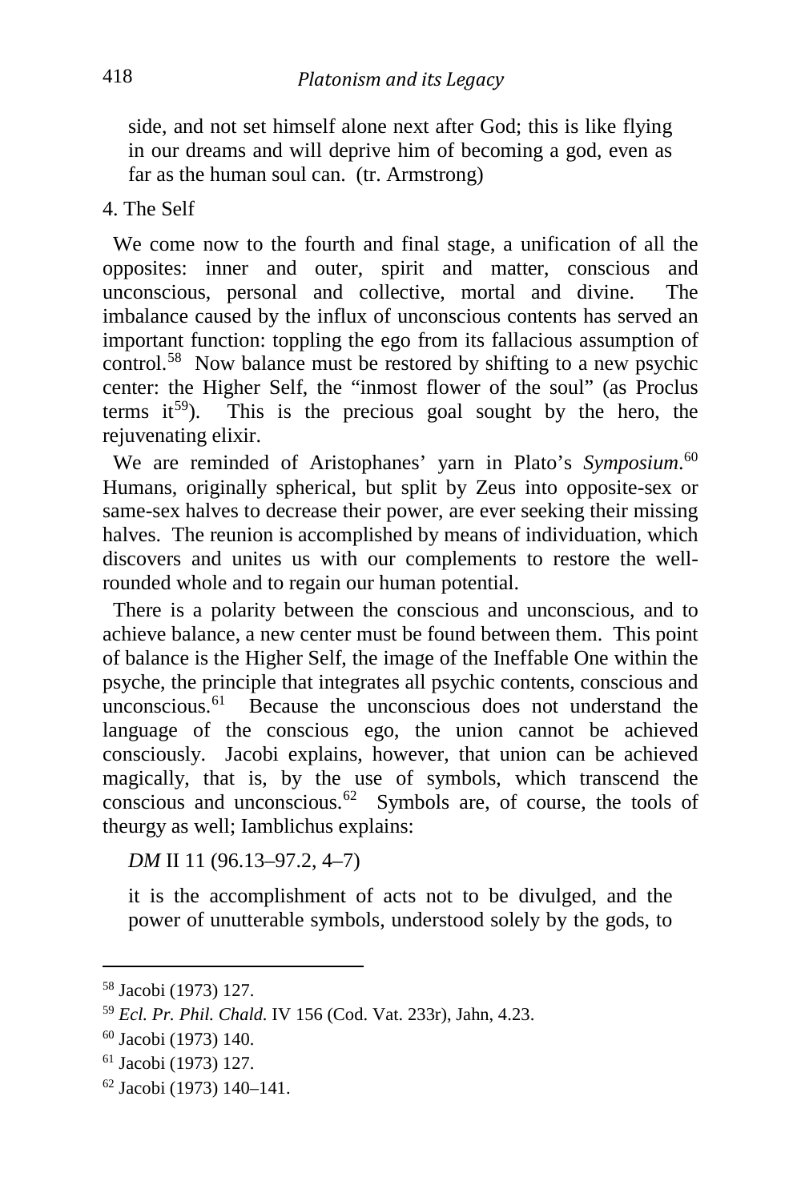side, and not set himself alone next after God; this is like flying in our dreams and will deprive him of becoming a god, even as far as the human soul can. (tr. Armstrong)

4. The Self

We come now to the fourth and final stage, a unification of all the opposites: inner and outer, spirit and matter, conscious and unconscious, personal and collective, mortal and divine. The imbalance caused by the influx of unconscious contents has served an important function: toppling the ego from its fallacious assumption of control.[58] Now balance must be restored by shifting to a new psychic center: the Higher Self, the "inmost flower of the soul" (as Proclus terms it[59]). This is the precious goal sought by the hero, the rejuvenating elixir.

We are reminded of Aristophanes' yarn in Plato's *Symposium*.[60] Humans, originally spherical, but split by Zeus into opposite-sex or same-sex halves to decrease their power, are ever seeking their missing halves. The reunion is accomplished by means of individuation, which discovers and unites us with our complements to restore the well-rounded whole and to regain our human potential.

There is a polarity between the conscious and unconscious, and to achieve balance, a new center must be found between them. This point of balance is the Higher Self, the image of the Ineffable One within the psyche, the principle that integrates all psychic contents, conscious and unconscious.[61] Because the unconscious does not understand the language of the conscious ego, the union cannot be achieved consciously. Jacobi explains, however, that union can be achieved magically, that is, by the use of symbols, which transcend the conscious and unconscious.[62] Symbols are, of course, the tools of theurgy as well; Iamblichus explains:

*DM* II 11 (96.13–97.2, 4–7)

it is the accomplishment of acts not to be divulged, and the power of unutterable symbols, understood solely by the gods, to

---

[58] Jacobi (1973) 127.

[59] *Ecl. Pr. Phil. Chald.* IV 156 (Cod. Vat. 233r), Jahn, 4.23.

[60] Jacobi (1973) 140.

[61] Jacobi (1973) 127.

[62] Jacobi (1973) 140–141.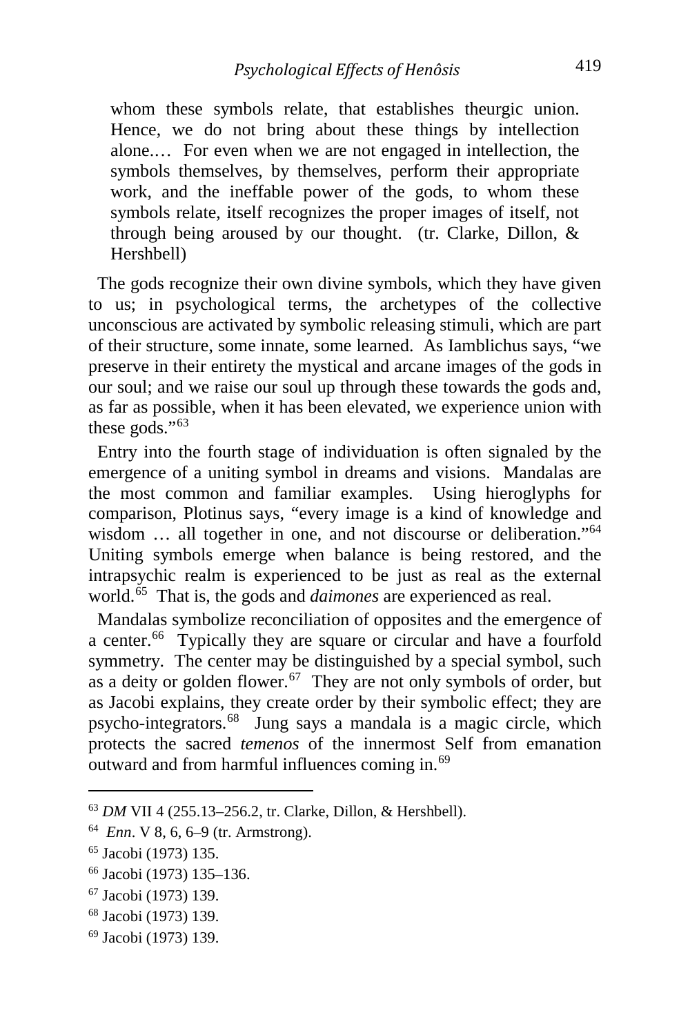> whom these symbols relate, that establishes theurgic union. Hence, we do not bring about these things by intellection alone.… For even when we are not engaged in intellection, the symbols themselves, by themselves, perform their appropriate work, and the ineffable power of the gods, to whom these symbols relate, itself recognizes the proper images of itself, not through being aroused by our thought. (tr. Clarke, Dillon, & Hershbell)

The gods recognize their own divine symbols, which they have given to us; in psychological terms, the archetypes of the collective unconscious are activated by symbolic releasing stimuli, which are part of their structure, some innate, some learned. As Iamblichus says, "we preserve in their entirety the mystical and arcane images of the gods in our soul; and we raise our soul up through these towards the gods and, as far as possible, when it has been elevated, we experience union with these gods."[63]

Entry into the fourth stage of individuation is often signaled by the emergence of a uniting symbol in dreams and visions. Mandalas are the most common and familiar examples. Using hieroglyphs for comparison, Plotinus says, "every image is a kind of knowledge and wisdom … all together in one, and not discourse or deliberation."[64] Uniting symbols emerge when balance is being restored, and the intrapsychic realm is experienced to be just as real as the external world.[65] That is, the gods and *daimones* are experienced as real.

Mandalas symbolize reconciliation of opposites and the emergence of a center.[66] Typically they are square or circular and have a fourfold symmetry. The center may be distinguished by a special symbol, such as a deity or golden flower.[67] They are not only symbols of order, but as Jacobi explains, they create order by their symbolic effect; they are psycho-integrators.[68] Jung says a mandala is a magic circle, which protects the sacred *temenos* of the innermost Self from emanation outward and from harmful influences coming in.[69]

---

[63] *DM* VII 4 (255.13–256.2, tr. Clarke, Dillon, & Hershbell).

[64] *Enn*. V 8, 6, 6–9 (tr. Armstrong).

[65] Jacobi (1973) 135.

[66] Jacobi (1973) 135–136.

[67] Jacobi (1973) 139.

[68] Jacobi (1973) 139.

[69] Jacobi (1973) 139.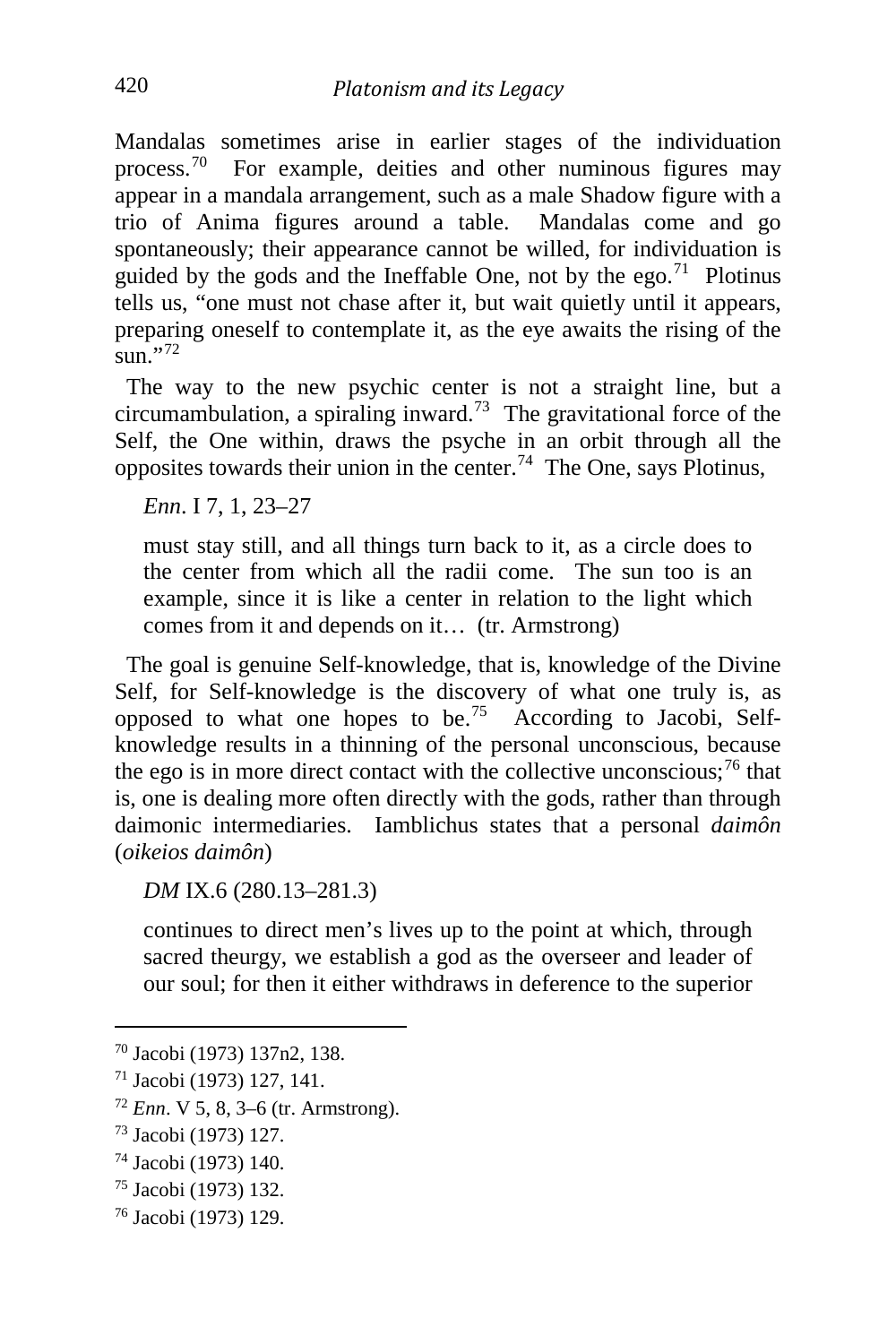Mandalas sometimes arise in earlier stages of the individuation process.[70] For example, deities and other numinous figures may appear in a mandala arrangement, such as a male Shadow figure with a trio of Anima figures around a table. Mandalas come and go spontaneously; their appearance cannot be willed, for individuation is guided by the gods and the Ineffable One, not by the ego.[71] Plotinus tells us, "one must not chase after it, but wait quietly until it appears, preparing oneself to contemplate it, as the eye awaits the rising of the sun."[72]

The way to the new psychic center is not a straight line, but a circumambulation, a spiraling inward.[73] The gravitational force of the Self, the One within, draws the psyche in an orbit through all the opposites towards their union in the center.[74] The One, says Plotinus,

> *Enn*. I 7, 1, 23–27
>
> must stay still, and all things turn back to it, as a circle does to the center from which all the radii come. The sun too is an example, since it is like a center in relation to the light which comes from it and depends on it… (tr. Armstrong)

The goal is genuine Self-knowledge, that is, knowledge of the Divine Self, for Self-knowledge is the discovery of what one truly is, as opposed to what one hopes to be.[75] According to Jacobi, Self-knowledge results in a thinning of the personal unconscious, because the ego is in more direct contact with the collective unconscious;[76] that is, one is dealing more often directly with the gods, rather than through daimonic intermediaries. Iamblichus states that a personal *daimôn* (*oikeios daimôn*)

> *DM* IX.6 (280.13–281.3)
>
> continues to direct men's lives up to the point at which, through sacred theurgy, we establish a god as the overseer and leader of our soul; for then it either withdraws in deference to the superior

---

[70] Jacobi (1973) 137n2, 138.

[71] Jacobi (1973) 127, 141.

[72] *Enn*. V 5, 8, 3–6 (tr. Armstrong).

[73] Jacobi (1973) 127.

[74] Jacobi (1973) 140.

[75] Jacobi (1973) 132.

[76] Jacobi (1973) 129.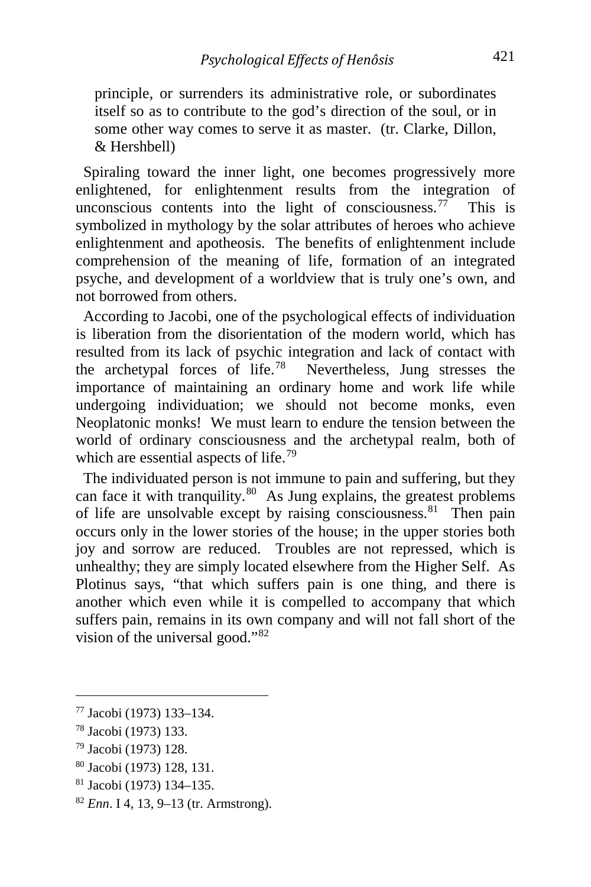> principle, or surrenders its administrative role, or subordinates itself so as to contribute to the god's direction of the soul, or in some other way comes to serve it as master. (tr. Clarke, Dillon, & Hershbell)

Spiraling toward the inner light, one becomes progressively more enlightened, for enlightenment results from the integration of unconscious contents into the light of consciousness.[77] This is symbolized in mythology by the solar attributes of heroes who achieve enlightenment and apotheosis. The benefits of enlightenment include comprehension of the meaning of life, formation of an integrated psyche, and development of a worldview that is truly one's own, and not borrowed from others.

According to Jacobi, one of the psychological effects of individuation is liberation from the disorientation of the modern world, which has resulted from its lack of psychic integration and lack of contact with the archetypal forces of life.[78] Nevertheless, Jung stresses the importance of maintaining an ordinary home and work life while undergoing individuation; we should not become monks, even Neoplatonic monks! We must learn to endure the tension between the world of ordinary consciousness and the archetypal realm, both of which are essential aspects of life.[79]

The individuated person is not immune to pain and suffering, but they can face it with tranquility.[80] As Jung explains, the greatest problems of life are unsolvable except by raising consciousness.[81] Then pain occurs only in the lower stories of the house; in the upper stories both joy and sorrow are reduced. Troubles are not repressed, which is unhealthy; they are simply located elsewhere from the Higher Self. As Plotinus says, "that which suffers pain is one thing, and there is another which even while it is compelled to accompany that which suffers pain, remains in its own company and will not fall short of the vision of the universal good."[82]

---

[77] Jacobi (1973) 133–134.

[78] Jacobi (1973) 133.

[79] Jacobi (1973) 128.

[80] Jacobi (1973) 128, 131.

[81] Jacobi (1973) 134–135.

[82] *Enn*. I 4, 13, 9–13 (tr. Armstrong).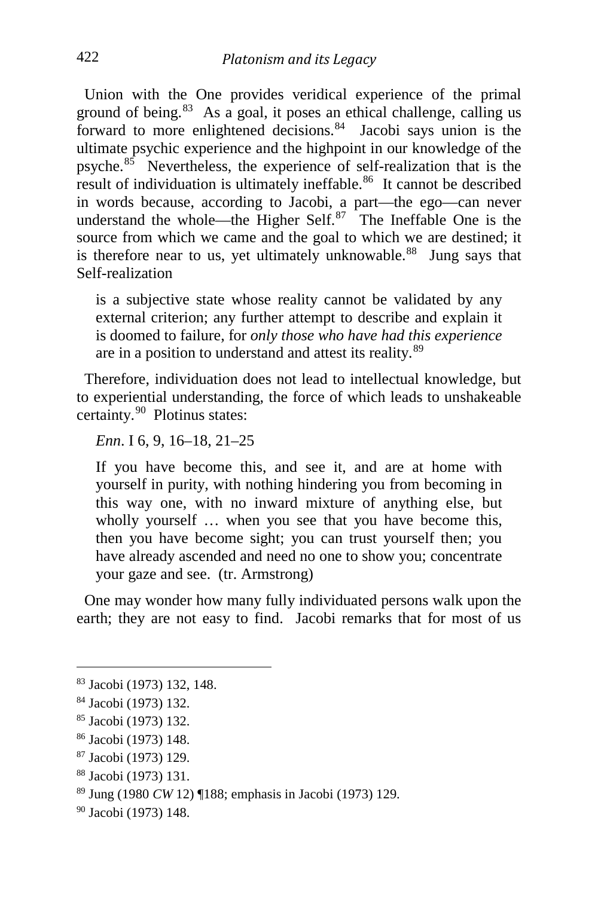Union with the One provides veridical experience of the primal ground of being.[83] As a goal, it poses an ethical challenge, calling us forward to more enlightened decisions.[84] Jacobi says union is the ultimate psychic experience and the highpoint in our knowledge of the psyche.[85] Nevertheless, the experience of self-realization that is the result of individuation is ultimately ineffable.[86] It cannot be described in words because, according to Jacobi, a part—the ego—can never understand the whole—the Higher Self.[87] The Ineffable One is the source from which we came and the goal to which we are destined; it is therefore near to us, yet ultimately unknowable.[88] Jung says that Self-realization

> is a subjective state whose reality cannot be validated by any external criterion; any further attempt to describe and explain it is doomed to failure, for *only those who have had this experience* are in a position to understand and attest its reality.[89]

Therefore, individuation does not lead to intellectual knowledge, but to experiential understanding, the force of which leads to unshakeable certainty.[90] Plotinus states:

> *Enn*. I 6, 9, 16–18, 21–25
>
> If you have become this, and see it, and are at home with yourself in purity, with nothing hindering you from becoming in this way one, with no inward mixture of anything else, but wholly yourself … when you see that you have become this, then you have become sight; you can trust yourself then; you have already ascended and need no one to show you; concentrate your gaze and see. (tr. Armstrong)

One may wonder how many fully individuated persons walk upon the earth; they are not easy to find. Jacobi remarks that for most of us

---

[83] Jacobi (1973) 132, 148.

[84] Jacobi (1973) 132.

[85] Jacobi (1973) 132.

[86] Jacobi (1973) 148.

[87] Jacobi (1973) 129.

[88] Jacobi (1973) 131.

[89] Jung (1980 *CW* 12) ¶188; emphasis in Jacobi (1973) 129.

[90] Jacobi (1973) 148.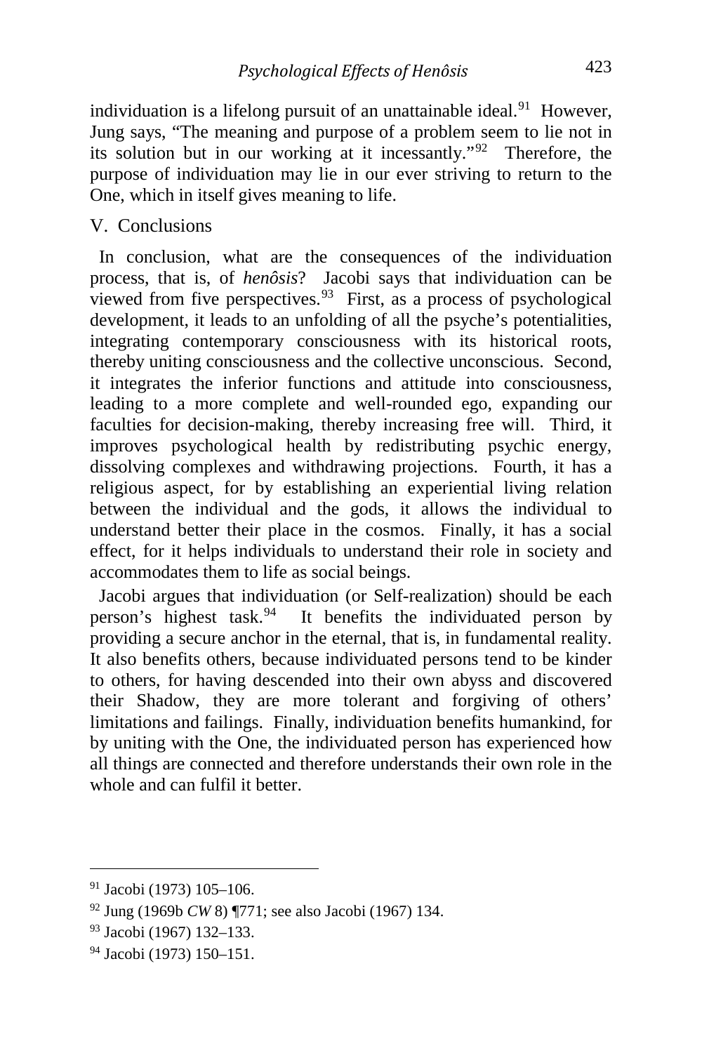individuation is a lifelong pursuit of an unattainable ideal.[91] However, Jung says, "The meaning and purpose of a problem seem to lie not in its solution but in our working at it incessantly."[92] Therefore, the purpose of individuation may lie in our ever striving to return to the One, which in itself gives meaning to life.

## V. Conclusions

In conclusion, what are the consequences of the individuation process, that is, of *henôsis*? Jacobi says that individuation can be viewed from five perspectives.[93] First, as a process of psychological development, it leads to an unfolding of all the psyche's potentialities, integrating contemporary consciousness with its historical roots, thereby uniting consciousness and the collective unconscious. Second, it integrates the inferior functions and attitude into consciousness, leading to a more complete and well-rounded ego, expanding our faculties for decision-making, thereby increasing free will. Third, it improves psychological health by redistributing psychic energy, dissolving complexes and withdrawing projections. Fourth, it has a religious aspect, for by establishing an experiential living relation between the individual and the gods, it allows the individual to understand better their place in the cosmos. Finally, it has a social effect, for it helps individuals to understand their role in society and accommodates them to life as social beings.

Jacobi argues that individuation (or Self-realization) should be each person's highest task.[94] It benefits the individuated person by providing a secure anchor in the eternal, that is, in fundamental reality. It also benefits others, because individuated persons tend to be kinder to others, for having descended into their own abyss and discovered their Shadow, they are more tolerant and forgiving of others' limitations and failings. Finally, individuation benefits humankind, for by uniting with the One, the individuated person has experienced how all things are connected and therefore understands their own role in the whole and can fulfil it better.

---

[91] Jacobi (1973) 105–106.

[92] Jung (1969b *CW* 8) ¶771; see also Jacobi (1967) 134.

[93] Jacobi (1967) 132–133.

[94] Jacobi (1973) 150–151.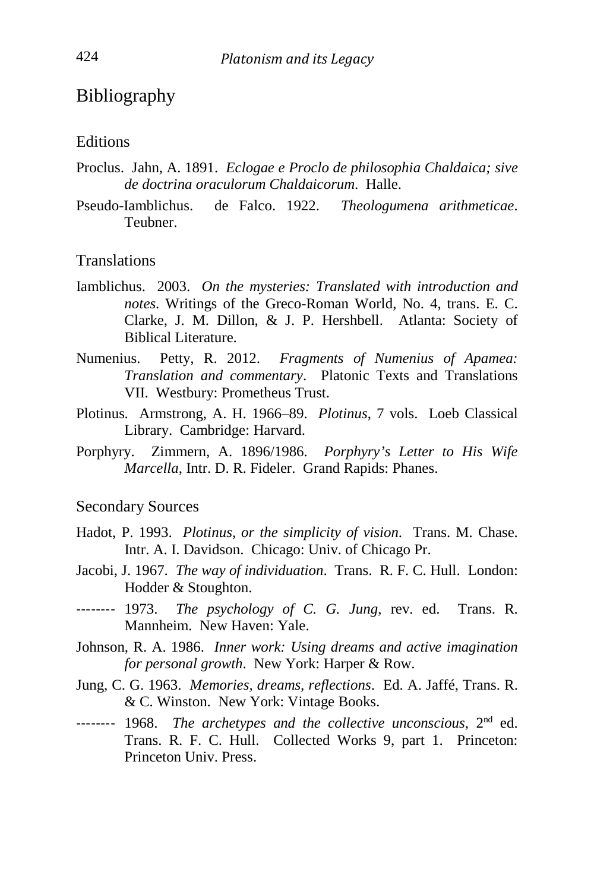# Bibliography

## Editions

Proclus. Jahn, A. 1891. *Eclogae e Proclo de philosophia Chaldaica; sive de doctrina oraculorum Chaldaicorum*. Halle.

Pseudo-Iamblichus. de Falco. 1922. *Theologumena arithmeticae*. Teubner.

## Translations

Iamblichus. 2003. *On the mysteries: Translated with introduction and notes*. Writings of the Greco-Roman World, No. 4, trans. E. C. Clarke, J. M. Dillon, & J. P. Hershbell. Atlanta: Society of Biblical Literature.

Numenius. Petty, R. 2012. *Fragments of Numenius of Apamea: Translation and commentary*. Platonic Texts and Translations VII. Westbury: Prometheus Trust.

Plotinus. Armstrong, A. H. 1966–89. *Plotinus*, 7 vols. Loeb Classical Library. Cambridge: Harvard.

Porphyry. Zimmern, A. 1896/1986. *Porphyry's Letter to His Wife Marcella*, Intr. D. R. Fideler. Grand Rapids: Phanes.

## Secondary Sources

Hadot, P. 1993. *Plotinus, or the simplicity of vision*. Trans. M. Chase. Intr. A. I. Davidson. Chicago: Univ. of Chicago Pr.

Jacobi, J. 1967. *The way of individuation*. Trans. R. F. C. Hull. London: Hodder & Stoughton.

-------- 1973. *The psychology of C. G. Jung*, rev. ed. Trans. R. Mannheim. New Haven: Yale.

Johnson, R. A. 1986. *Inner work: Using dreams and active imagination for personal growth*. New York: Harper & Row.

Jung, C. G. 1963. *Memories, dreams, reflections*. Ed. A. Jaffé, Trans. R. & C. Winston. New York: Vintage Books.

-------- 1968. *The archetypes and the collective unconscious*, 2nd ed. Trans. R. F. C. Hull. Collected Works 9, part 1. Princeton: Princeton Univ. Press.